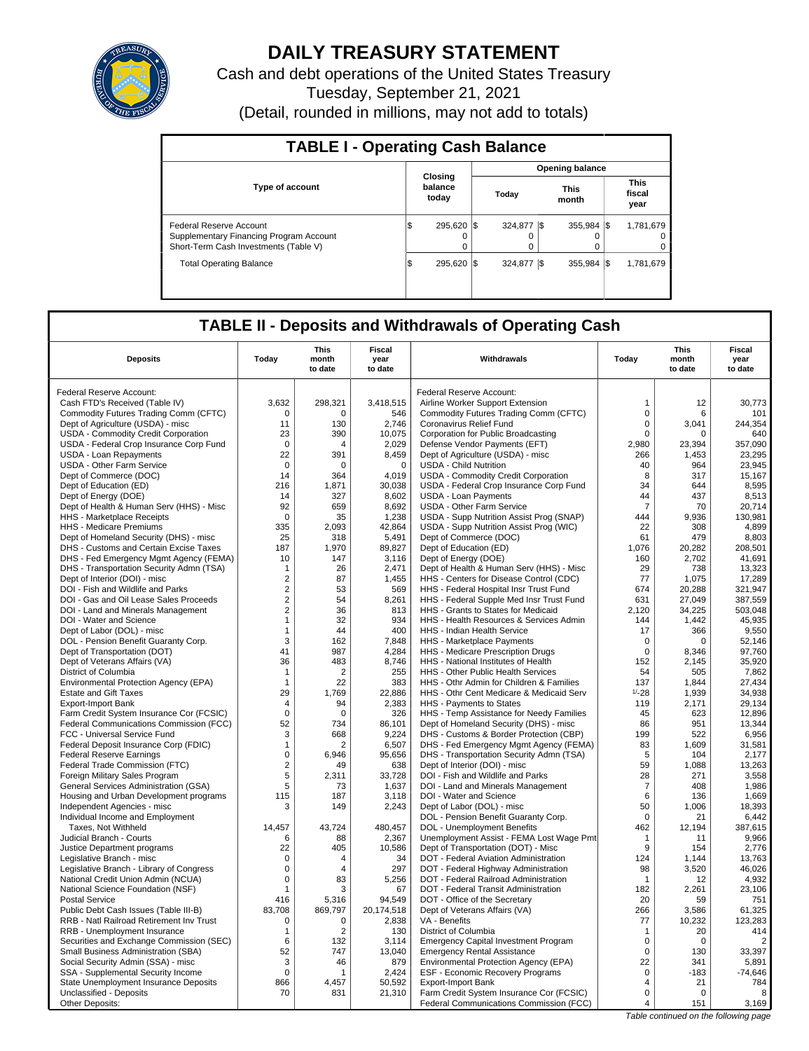# DAILY TREASURY STATEMENT

Cash and debt operations of the United States Treasury

Tuesday, September 21, 2021

(Detail, rounded in millions, may not add to totals)

## TABLE I - Operating Cash Balance

| Type of account | Closing balance today | Opening balance | | |
|---|---|---|---|---|
| | | Today | This month | This fiscal year |
| Federal Reserve Account | $ 295,620 | $ 324,877 | $ 355,984 | $ 1,781,679 |
| Supplementary Financing Program Account | 0 | 0 | 0 | 0 |
| Short-Term Cash Investments (Table V) | 0 | 0 | 0 | 0 |
| Total Operating Balance | $ 295,620 | $ 324,877 | $ 355,984 | $ 1,781,679 |

## TABLE II - Deposits and Withdrawals of Operating Cash

| Deposits | Today | This month to date | Fiscal year to date | Withdrawals | Today | This month to date | Fiscal year to date |
|---|---|---|---|---|---|---|---|
| Federal Reserve Account: | | | | Federal Reserve Account: | | | |
| Cash FTD's Received (Table IV) | 3,632 | 298,321 | 3,418,515 | Airline Worker Support Extension | 1 | 12 | 30,773 |
| Commodity Futures Trading Comm (CFTC) | 0 | 0 | 546 | Commodity Futures Trading Comm (CFTC) | 0 | 6 | 101 |
| Dept of Agriculture (USDA) - misc | 11 | 130 | 2,746 | Coronavirus Relief Fund | 0 | 3,041 | 244,354 |
| USDA - Commodity Credit Corporation | 23 | 390 | 10,075 | Corporation for Public Broadcasting | 0 | 0 | 640 |
| USDA - Federal Crop Insurance Corp Fund | 0 | 4 | 2,029 | Defense Vendor Payments (EFT) | 2,980 | 23,394 | 357,090 |
| USDA - Loan Repayments | 22 | 391 | 8,459 | Dept of Agriculture (USDA) - misc | 266 | 1,453 | 23,295 |
| USDA - Other Farm Service | 0 | 0 | 0 | USDA - Child Nutrition | 40 | 964 | 23,945 |
| Dept of Commerce (DOC) | 14 | 364 | 4,019 | USDA - Commodity Credit Corporation | 8 | 317 | 15,167 |
| Dept of Education (ED) | 216 | 1,871 | 30,038 | USDA - Federal Crop Insurance Corp Fund | 34 | 644 | 8,595 |
| Dept of Energy (DOE) | 14 | 327 | 8,602 | USDA - Loan Payments | 44 | 437 | 8,513 |
| Dept of Health & Human Serv (HHS) - Misc | 92 | 659 | 8,692 | USDA - Other Farm Service | 7 | 70 | 20,714 |
| HHS - Marketplace Receipts | 0 | 35 | 1,238 | USDA - Supp Nutrition Assist Prog (SNAP) | 444 | 9,936 | 130,981 |
| HHS - Medicare Premiums | 335 | 2,093 | 42,864 | USDA - Supp Nutrition Assist Prog (WIC) | 22 | 308 | 4,899 |
| Dept of Homeland Security (DHS) - misc | 25 | 318 | 5,491 | Dept of Commerce (DOC) | 61 | 479 | 8,803 |
| DHS - Customs and Certain Excise Taxes | 187 | 1,970 | 89,827 | Dept of Education (ED) | 1,076 | 20,282 | 208,501 |
| DHS - Fed Emergency Mgmt Agency (FEMA) | 10 | 147 | 3,116 | Dept of Energy (DOE) | 160 | 2,702 | 41,691 |
| DHS - Transportation Security Admn (TSA) | 1 | 26 | 2,471 | Dept of Health & Human Serv (HHS) - Misc | 29 | 738 | 13,323 |
| Dept of Interior (DOI) - misc | 2 | 87 | 1,455 | HHS - Centers for Disease Control (CDC) | 77 | 1,075 | 17,289 |
| DOI - Fish and Wildlife and Parks | 2 | 53 | 569 | HHS - Federal Hospital Insr Trust Fund | 674 | 20,288 | 321,947 |
| DOI - Gas and Oil Lease Sales Proceeds | 2 | 54 | 8,261 | HHS - Federal Supple Med Insr Trust Fund | 631 | 27,049 | 387,559 |
| DOI - Land and Minerals Management | 2 | 36 | 813 | HHS - Grants to States for Medicaid | 2,120 | 34,225 | 503,048 |
| DOI - Water and Science | 1 | 32 | 934 | HHS - Health Resources & Services Admin | 144 | 1,442 | 45,935 |
| Dept of Labor (DOL) - misc | 1 | 44 | 400 | HHS - Indian Health Service | 17 | 366 | 9,550 |
| DOL - Pension Benefit Guaranty Corp. | 3 | 162 | 7,848 | HHS - Marketplace Payments | 0 | 0 | 52,146 |
| Dept of Transportation (DOT) | 41 | 987 | 4,284 | HHS - Medicare Prescription Drugs | 0 | 8,346 | 97,760 |
| Dept of Veterans Affairs (VA) | 36 | 483 | 8,746 | HHS - National Institutes of Health | 152 | 2,145 | 35,920 |
| District of Columbia | 1 | 2 | 255 | HHS - Other Public Health Services | 54 | 505 | 7,862 |
| Environmental Protection Agency (EPA) | 1 | 22 | 383 | HHS - Othr Admin for Children & Families | 137 | 1,844 | 27,434 |
| Estate and Gift Taxes | 29 | 1,769 | 22,886 | HHS - Othr Cent Medicare & Medicaid Serv | 1/-28 | 1,939 | 34,938 |
| Export-Import Bank | 4 | 94 | 2,383 | HHS - Payments to States | 119 | 2,171 | 29,134 |
| Farm Credit System Insurance Cor (FCSIC) | 0 | 0 | 326 | HHS - Temp Assistance for Needy Families | 45 | 623 | 12,896 |
| Federal Communications Commission (FCC) | 52 | 734 | 86,101 | Dept of Homeland Security (DHS) - misc | 86 | 951 | 13,344 |
| FCC - Universal Service Fund | 3 | 668 | 9,224 | DHS - Customs & Border Protection (CBP) | 199 | 522 | 6,956 |
| Federal Deposit Insurance Corp (FDIC) | 1 | 2 | 6,507 | DHS - Fed Emergency Mgmt Agency (FEMA) | 83 | 1,609 | 31,581 |
| Federal Reserve Earnings | 0 | 6,946 | 95,656 | DHS - Transportation Security Admn (TSA) | 5 | 104 | 2,177 |
| Federal Trade Commission (FTC) | 2 | 49 | 638 | Dept of Interior (DOI) - misc | 59 | 1,088 | 13,263 |
| Foreign Military Sales Program | 5 | 2,311 | 33,728 | DOI - Fish and Wildlife and Parks | 28 | 271 | 3,558 |
| General Services Administration (GSA) | 5 | 73 | 1,637 | DOI - Land and Minerals Management | 7 | 408 | 1,986 |
| Housing and Urban Development programs | 115 | 187 | 3,118 | DOI - Water and Science | 6 | 136 | 1,669 |
| Independent Agencies - misc | 3 | 149 | 2,243 | Dept of Labor (DOL) - misc | 50 | 1,006 | 18,393 |
| Individual Income and Employment | | | | DOL - Pension Benefit Guaranty Corp. | 0 | 21 | 6,442 |
| Taxes, Not Withheld | 14,457 | 43,724 | 480,457 | DOL - Unemployment Benefits | 462 | 12,194 | 387,615 |
| Judicial Branch - Courts | 6 | 88 | 2,367 | Unemployment Assist - FEMA Lost Wage Pmt | 1 | 11 | 9,966 |
| Justice Department programs | 22 | 405 | 10,586 | Dept of Transportation (DOT) - Misc | 9 | 154 | 2,776 |
| Legislative Branch - misc | 0 | 4 | 34 | DOT - Federal Aviation Administration | 124 | 1,144 | 13,763 |
| Legislative Branch - Library of Congress | 0 | 4 | 297 | DOT - Federal Highway Administration | 98 | 3,520 | 46,026 |
| National Credit Union Admin (NCUA) | 0 | 83 | 5,256 | DOT - Federal Railroad Administration | 1 | 12 | 4,932 |
| National Science Foundation (NSF) | 1 | 3 | 67 | DOT - Federal Transit Administration | 182 | 2,261 | 23,106 |
| Postal Service | 416 | 5,316 | 94,549 | DOT - Office of the Secretary | 20 | 59 | 751 |
| Public Debt Cash Issues (Table III-B) | 83,708 | 869,797 | 20,174,518 | Dept of Veterans Affairs (VA) | 266 | 3,586 | 61,325 |
| RRB - Natl Railroad Retirement Inv Trust | 0 | 0 | 2,838 | VA - Benefits | 77 | 10,232 | 123,283 |
| RRB - Unemployment Insurance | 1 | 2 | 130 | District of Columbia | 1 | 20 | 414 |
| Securities and Exchange Commission (SEC) | 6 | 132 | 3,114 | Emergency Capital Investment Program | 0 | 0 | 2 |
| Small Business Administration (SBA) | 52 | 747 | 13,040 | Emergency Rental Assistance | 0 | 130 | 33,397 |
| Social Security Admin (SSA) - misc | 3 | 46 | 879 | Environmental Protection Agency (EPA) | 22 | 341 | 5,891 |
| SSA - Supplemental Security Income | 0 | 1 | 2,424 | ESF - Economic Recovery Programs | 0 | -183 | -74,646 |
| State Unemployment Insurance Deposits | 866 | 4,457 | 50,592 | Export-Import Bank | 4 | 21 | 784 |
| Unclassified - Deposits | 70 | 831 | 21,310 | Farm Credit System Insurance Cor (FCSIC) | 0 | 0 | 8 |
| Other Deposits: | | | | Federal Communications Commission (FCC) | 4 | 151 | 3,169 |

*Table continued on the following page*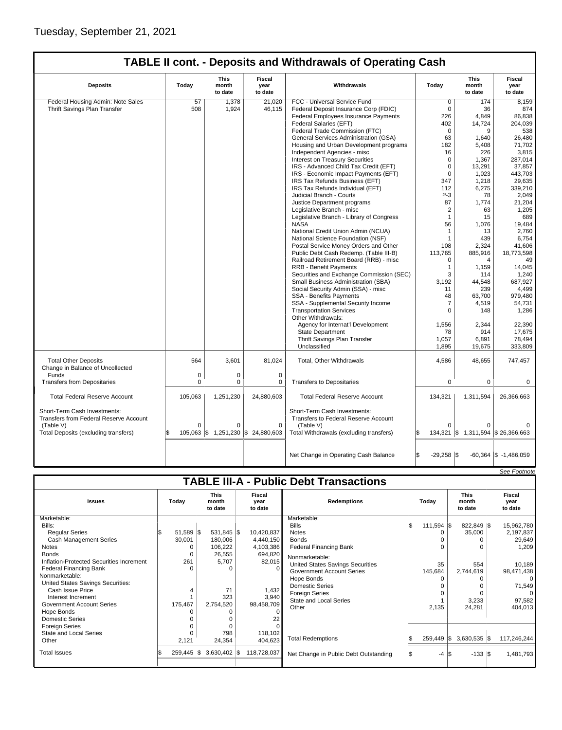Tuesday, September 21, 2021

## TABLE II cont. - Deposits and Withdrawals of Operating Cash

| Deposits | Today | This month to date | Fiscal year to date | Withdrawals | Today | This month to date | Fiscal year to date |
|---|---|---|---|---|---|---|---|
| Federal Housing Admin: Note Sales | 57 | 1,378 | 21,020 | FCC - Universal Service Fund | 0 | 174 | 8,159 |
| Thrift Savings Plan Transfer | 508 | 1,924 | 46,115 | Federal Deposit Insurance Corp (FDIC) | 0 | 36 | 874 |
| | | | | Federal Employees Insurance Payments | 226 | 4,849 | 86,838 |
| | | | | Federal Salaries (EFT) | 402 | 14,724 | 204,039 |
| | | | | Federal Trade Commission (FTC) | 0 | 9 | 538 |
| | | | | General Services Administration (GSA) | 63 | 1,640 | 26,480 |
| | | | | Housing and Urban Development programs | 182 | 5,408 | 71,702 |
| | | | | Independent Agencies - misc | 16 | 226 | 3,815 |
| | | | | Interest on Treasury Securities | 0 | 1,367 | 287,014 |
| | | | | IRS - Advanced Child Tax Credit (EFT) | 0 | 13,291 | 37,857 |
| | | | | IRS - Economic Impact Payments (EFT) | 0 | 1,023 | 443,703 |
| | | | | IRS Tax Refunds Business (EFT) | 347 | 1,218 | 29,635 |
| | | | | IRS Tax Refunds Individual (EFT) | 112 | 6,275 | 339,210 |
| | | | | Judicial Branch - Courts | 2/-3 | 78 | 2,049 |
| | | | | Justice Department programs | 87 | 1,774 | 21,204 |
| | | | | Legislative Branch - misc | 2 | 63 | 1,205 |
| | | | | Legislative Branch - Library of Congress | 1 | 15 | 689 |
| | | | | NASA | 56 | 1,076 | 19,484 |
| | | | | National Credit Union Admin (NCUA) | 1 | 13 | 2,760 |
| | | | | National Science Foundation (NSF) | 1 | 439 | 6,754 |
| | | | | Postal Service Money Orders and Other | 108 | 2,324 | 41,606 |
| | | | | Public Debt Cash Redemp. (Table III-B) | 113,765 | 885,916 | 18,773,598 |
| | | | | Railroad Retirement Board (RRB) - misc | 0 | 4 | 49 |
| | | | | RRB - Benefit Payments | 1 | 1,159 | 14,045 |
| | | | | Securities and Exchange Commission (SEC) | 3 | 114 | 1,240 |
| | | | | Small Business Administration (SBA) | 3,192 | 44,548 | 687,927 |
| | | | | Social Security Admin (SSA) - misc | 11 | 239 | 4,499 |
| | | | | SSA - Benefits Payments | 48 | 63,700 | 979,480 |
| | | | | SSA - Supplemental Security Income | 7 | 4,519 | 54,731 |
| | | | | Transportation Services | 0 | 148 | 1,286 |
| | | | | Other Withdrawals: | | | |
| | | | | Agency for Internat'l Development | 1,556 | 2,344 | 22,390 |
| | | | | State Department | 78 | 914 | 17,675 |
| | | | | Thrift Savings Plan Transfer | 1,057 | 6,891 | 78,494 |
| | | | | Unclassified | 1,895 | 19,675 | 333,809 |
| Total Other Deposits | 564 | 3,601 | 81,024 | Total, Other Withdrawals | 4,586 | 48,655 | 747,457 |
| Change in Balance of Uncollected Funds | 0 | 0 | 0 | | | | |
| Transfers from Depositaries | 0 | 0 | 0 | Transfers to Depositaries | 0 | 0 | 0 |
| Total Federal Reserve Account | 105,063 | 1,251,230 | 24,880,603 | Total Federal Reserve Account | 134,321 | 1,311,594 | 26,366,663 |
| Short-Term Cash Investments: Transfers from Federal Reserve Account (Table V) | 0 | 0 | 0 | Short-Term Cash Investments: Transfers to Federal Reserve Account (Table V) | 0 | 0 | 0 |
| Total Deposits (excluding transfers) | $ 105,063 | $ 1,251,230 | $ 24,880,603 | Total Withdrawals (excluding transfers) | $ 134,321 | $ 1,311,594 | $ 26,366,663 |
| | | | | Net Change in Operating Cash Balance | $ -29,258 | $ -60,364 | $ -1,486,059 |

*See Footnote*

## TABLE III-A - Public Debt Transactions

| Issues | Today | This month to date | Fiscal year to date | Redemptions | Today | This month to date | Fiscal year to date |
|---|---|---|---|---|---|---|---|
| Marketable: | | | | Marketable: | | | |
| Bills: | | | | Bills | $ 111,594 | $ 822,849 | $ 15,962,780 |
| Regular Series | $ 51,589 | $ 531,845 | $ 10,420,837 | Notes | 0 | 35,000 | 2,197,837 |
| Cash Management Series | 30,001 | 180,006 | 4,440,150 | Bonds | 0 | 0 | 29,649 |
| Notes | 0 | 106,222 | 4,103,386 | Federal Financing Bank | 0 | 0 | 1,209 |
| Bonds | 0 | 26,555 | 694,820 | Nonmarketable: | | | |
| Inflation-Protected Securities Increment | 261 | 5,707 | 82,015 | United States Savings Securities | 35 | 554 | 10,189 |
| Federal Financing Bank | 0 | 0 | 0 | Government Account Series | 145,684 | 2,744,619 | 98,471,438 |
| Nonmarketable: | | | | Hope Bonds | 0 | 0 | 0 |
| United States Savings Securities: | | | | Domestic Series | 0 | 0 | 71,549 |
| Cash Issue Price | 4 | 71 | 1,432 | Foreign Series | 0 | 0 | 0 |
| Interest Increment | 1 | 323 | 3,940 | State and Local Series | 1 | 3,233 | 97,582 |
| Government Account Series | 175,467 | 2,754,520 | 98,458,709 | Other | 2,135 | 24,281 | 404,013 |
| Hope Bonds | 0 | 0 | 0 | | | | |
| Domestic Series | 0 | 0 | 22 | | | | |
| Foreign Series | 0 | 0 | 0 | | | | |
| State and Local Series | 0 | 798 | 118,102 | | | | |
| Other | 2,121 | 24,354 | 404,623 | Total Redemptions | $ 259,449 | $ 3,630,535 | $ 117,246,244 |
| Total Issues | $ 259,445 | $ 3,630,402 | $ 118,728,037 | Net Change in Public Debt Outstanding | $ -4 | $ -133 | $ 1,481,793 |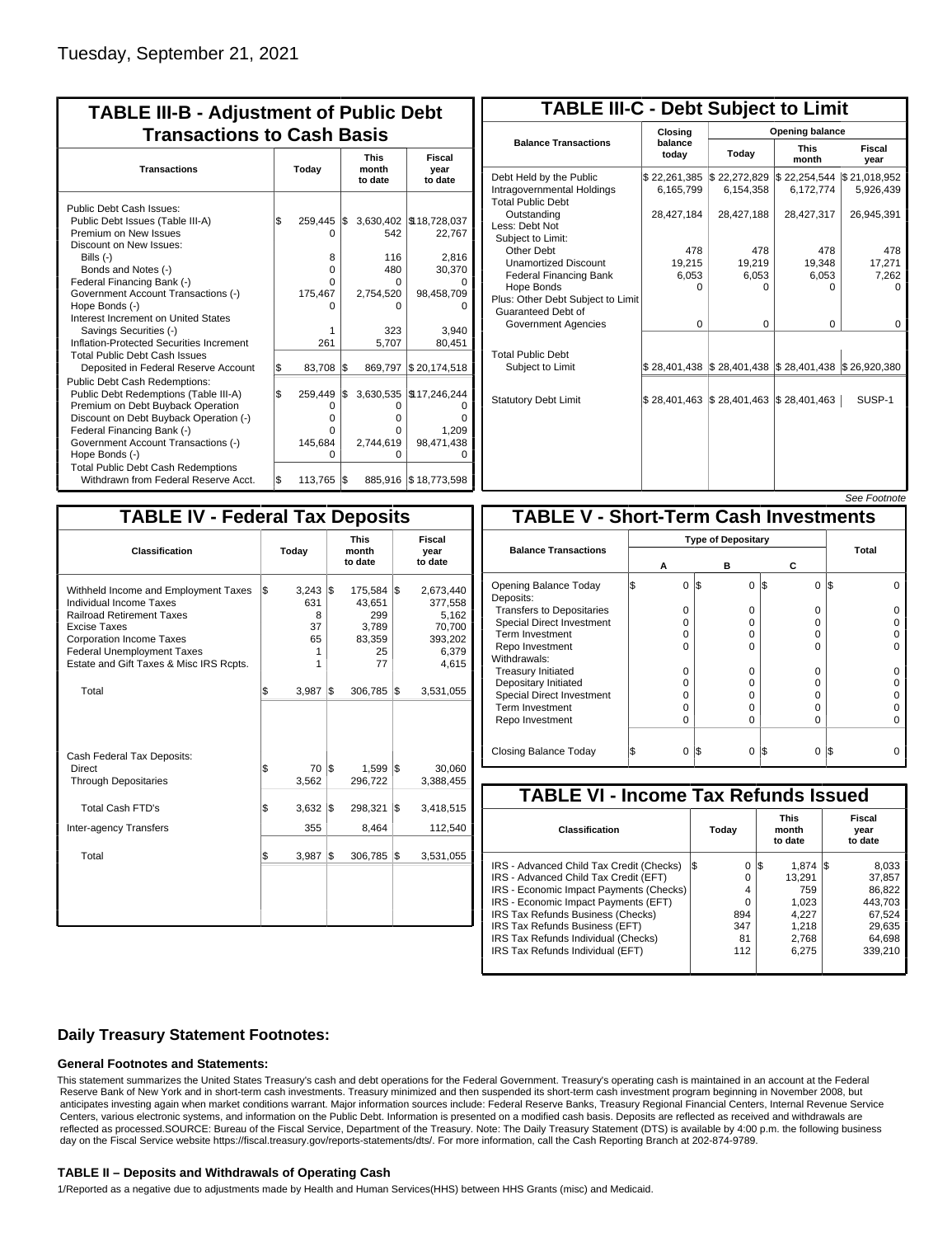Tuesday, September 21, 2021

## TABLE III-B - Adjustment of Public Debt Transactions to Cash Basis

| Transactions | Today | This month to date | Fiscal year to date |
|---|---|---|---|
| Public Debt Cash Issues: | | | |
| Public Debt Issues (Table III-A) | $ 259,445 | $ 3,630,402 | $18,728,037 |
| Premium on New Issues | 0 | 542 | 22,767 |
| Discount on New Issues: | | | |
| Bills (-) | 8 | 116 | 2,816 |
| Bonds and Notes (-) | 0 | 480 | 30,370 |
| Federal Financing Bank (-) | 0 | 0 | 0 |
| Government Account Transactions (-) | 175,467 | 2,754,520 | 98,458,709 |
| Hope Bonds (-) | 0 | 0 | 0 |
| Interest Increment on United States Savings Securities (-) | 1 | 323 | 3,940 |
| Inflation-Protected Securities Increment | 261 | 5,707 | 80,451 |
| Total Public Debt Cash Issues Deposited in Federal Reserve Account | $ 83,708 | $ 869,797 | $ 20,174,518 |
| Public Debt Cash Redemptions: | | | |
| Public Debt Redemptions (Table III-A) | $ 259,449 | $ 3,630,535 | $17,246,244 |
| Premium on Debt Buyback Operation | 0 | 0 | 0 |
| Discount on Debt Buyback Operation (-) | 0 | 0 | 0 |
| Federal Financing Bank (-) | 0 | 0 | 1,209 |
| Government Account Transactions (-) | 145,684 | 2,744,619 | 98,471,438 |
| Hope Bonds (-) | 0 | 0 | 0 |
| Total Public Debt Cash Redemptions Withdrawn from Federal Reserve Acct. | $ 113,765 | $ 885,916 | $ 18,773,598 |

## TABLE III-C - Debt Subject to Limit

| Balance Transactions | Closing balance today | Opening balance Today | Opening balance This month | Opening balance Fiscal year |
|---|---|---|---|---|
| Debt Held by the Public | $ 22,261,385 | $ 22,272,829 | $ 22,254,544 | $ 21,018,952 |
| Intragovernmental Holdings | 6,165,799 | 6,154,358 | 6,172,774 | 5,926,439 |
| Total Public Debt Outstanding | 28,427,184 | 28,427,188 | 28,427,317 | 26,945,391 |
| Less: Debt Not Subject to Limit: | | | | |
| Other Debt | 478 | 478 | 478 | 478 |
| Unamortized Discount | 19,215 | 19,219 | 19,348 | 17,271 |
| Federal Financing Bank | 6,053 | 6,053 | 6,053 | 7,262 |
| Hope Bonds | 0 | 0 | 0 | 0 |
| Plus: Other Debt Subject to Limit Guaranteed Debt of Government Agencies | 0 | 0 | 0 | 0 |
| Total Public Debt Subject to Limit | $ 28,401,438 | $ 28,401,438 | $ 28,401,438 | $ 26,920,380 |
| Statutory Debt Limit | $ 28,401,463 | $ 28,401,463 | $ 28,401,463 | SUSP-1 |

*See Footnote*

## TABLE IV - Federal Tax Deposits

| Classification | Today | This month to date | Fiscal year to date |
|---|---|---|---|
| Withheld Income and Employment Taxes | $ 3,243 | $ 175,584 | $ 2,673,440 |
| Individual Income Taxes | 631 | 43,651 | 377,558 |
| Railroad Retirement Taxes | 8 | 299 | 5,162 |
| Excise Taxes | 37 | 3,789 | 70,700 |
| Corporation Income Taxes | 65 | 83,359 | 393,202 |
| Federal Unemployment Taxes | 1 | 25 | 6,379 |
| Estate and Gift Taxes & Misc IRS Rcpts. | 1 | 77 | 4,615 |
| Total | $ 3,987 | $ 306,785 | $ 3,531,055 |
| Cash Federal Tax Deposits: | | | |
| Direct | $ 70 | $ 1,599 | $ 30,060 |
| Through Depositaries | 3,562 | 296,722 | 3,388,455 |
| Total Cash FTD's | $ 3,632 | $ 298,321 | $ 3,418,515 |
| Inter-agency Transfers | 355 | 8,464 | 112,540 |
| Total | $ 3,987 | $ 306,785 | $ 3,531,055 |

## TABLE V - Short-Term Cash Investments

| Balance Transactions | Type of Depositary A | B | C | Total |
|---|---|---|---|---|
| Opening Balance Today | $ 0 | $ 0 | $ 0 | $ 0 |
| Deposits: | | | | |
| Transfers to Depositaries | 0 | 0 | 0 | 0 |
| Special Direct Investment | 0 | 0 | 0 | 0 |
| Term Investment | 0 | 0 | 0 | 0 |
| Repo Investment | 0 | 0 | 0 | 0 |
| Withdrawals: | | | | |
| Treasury Initiated | 0 | 0 | 0 | 0 |
| Depositary Initiated | 0 | 0 | 0 | 0 |
| Special Direct Investment | 0 | 0 | 0 | 0 |
| Term Investment | 0 | 0 | 0 | 0 |
| Repo Investment | 0 | 0 | 0 | 0 |
| Closing Balance Today | $ 0 | $ 0 | $ 0 | $ 0 |

## TABLE VI - Income Tax Refunds Issued

| Classification | Today | This month to date | Fiscal year to date |
|---|---|---|---|
| IRS - Advanced Child Tax Credit (Checks) | $ 0 | $ 1,874 | $ 8,033 |
| IRS - Advanced Child Tax Credit (EFT) | 0 | 13,291 | 37,857 |
| IRS - Economic Impact Payments (Checks) | 4 | 759 | 86,822 |
| IRS - Economic Impact Payments (EFT) | 0 | 1,023 | 443,703 |
| IRS Tax Refunds Business (Checks) | 894 | 4,227 | 67,524 |
| IRS Tax Refunds Business (EFT) | 347 | 1,218 | 29,635 |
| IRS Tax Refunds Individual (Checks) | 81 | 2,768 | 64,698 |
| IRS Tax Refunds Individual (EFT) | 112 | 6,275 | 339,210 |

### Daily Treasury Statement Footnotes:

#### General Footnotes and Statements:

This statement summarizes the United States Treasury's cash and debt operations for the Federal Government. Treasury's operating cash is maintained in an account at the Federal Reserve Bank of New York and in short-term cash investments. Treasury minimized and then suspended its short-term cash investment program beginning in November 2008, but anticipates investing again when market conditions warrant. Major information sources include: Federal Reserve Banks, Treasury Regional Financial Centers, Internal Revenue Service Centers, various electronic systems, and information on the Public Debt. Information is presented on a modified cash basis. Deposits are reflected as received and withdrawals are reflected as processed.SOURCE: Bureau of the Fiscal Service, Department of the Treasury. Note: The Daily Treasury Statement (DTS) is available by 4:00 p.m. the following business day on the Fiscal Service website https://fiscal.treasury.gov/reports-statements/dts/. For more information, call the Cash Reporting Branch at 202-874-9789.

#### TABLE II – Deposits and Withdrawals of Operating Cash

1/Reported as a negative due to adjustments made by Health and Human Services(HHS) between HHS Grants (misc) and Medicaid.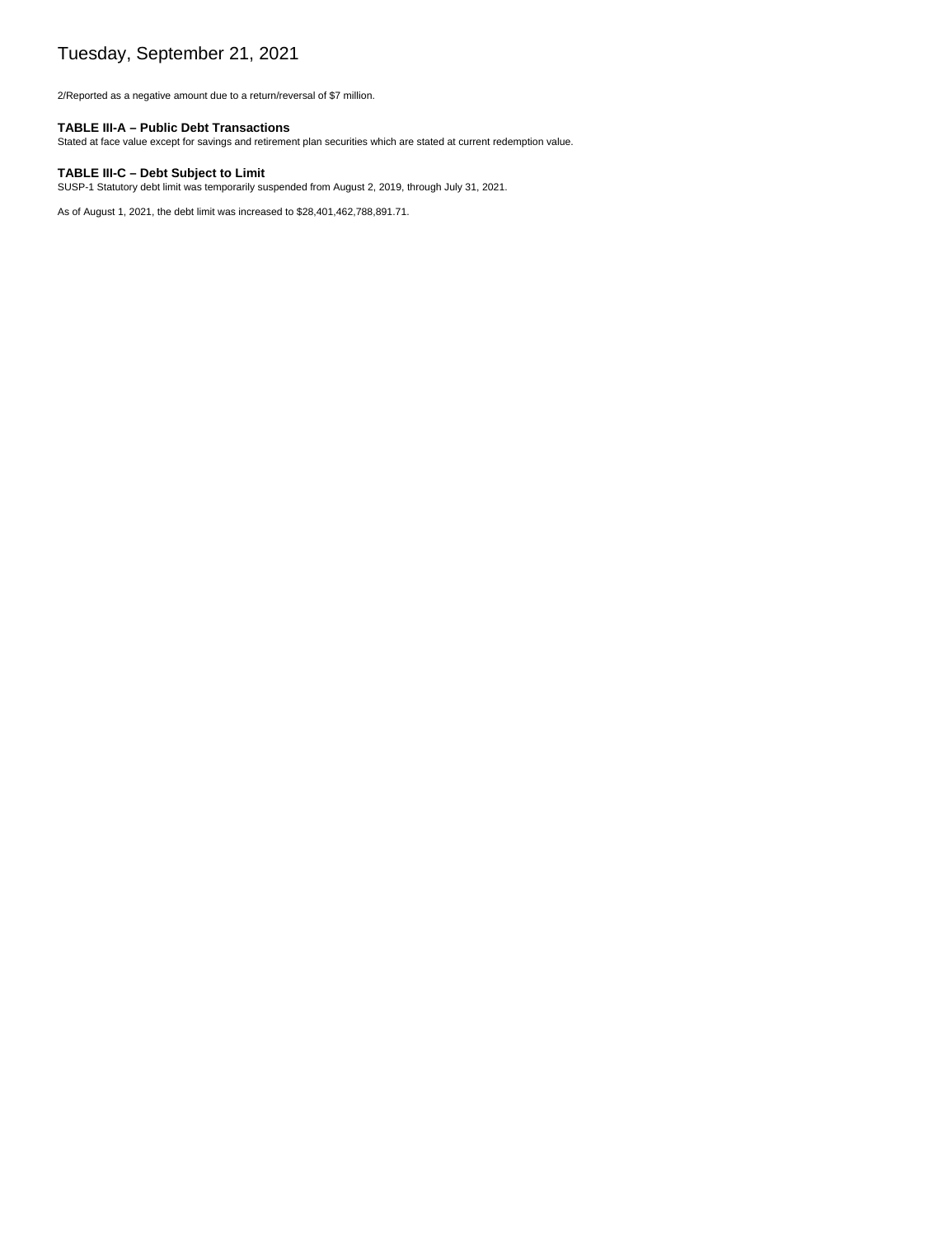# Tuesday, September 21, 2021

2/Reported as a negative amount due to a return/reversal of $7 million.

**TABLE III-A – Public Debt Transactions**
Stated at face value except for savings and retirement plan securities which are stated at current redemption value.

**TABLE III-C – Debt Subject to Limit**
SUSP-1 Statutory debt limit was temporarily suspended from August 2, 2019, through July 31, 2021.

As of August 1, 2021, the debt limit was increased to $28,401,462,788,891.71.